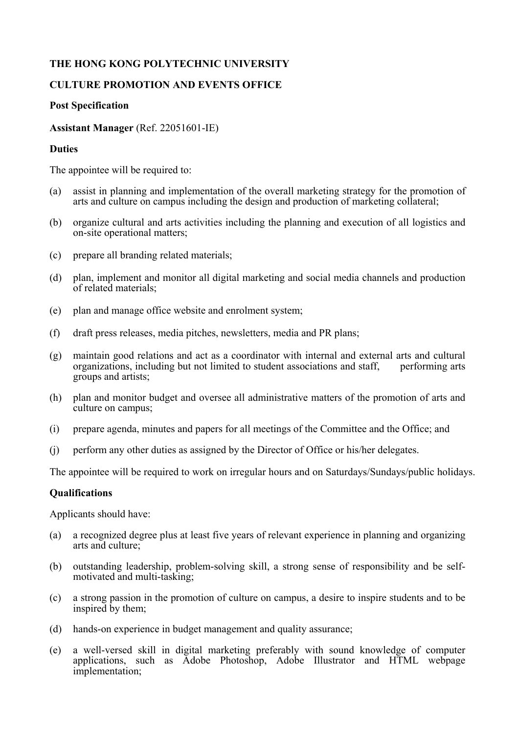**THE HONG KONG POLYTECHNIC UNIVERSITY**

**CULTURE PROMOTION AND EVENTS OFFICE**

**Post Specification**

**Assistant Manager** (Ref. 22051601-IE)

**Duties**

The appointee will be required to:

(a) assist in planning and implementation of the overall marketing strategy for the promotion of arts and culture on campus including the design and production of marketing collateral;

(b) organize cultural and arts activities including the planning and execution of all logistics and on-site operational matters;

(c) prepare all branding related materials;

(d) plan, implement and monitor all digital marketing and social media channels and production of related materials;

(e) plan and manage office website and enrolment system;

(f) draft press releases, media pitches, newsletters, media and PR plans;

(g) maintain good relations and act as a coordinator with internal and external arts and cultural organizations, including but not limited to student associations and staff, performing arts groups and artists;

(h) plan and monitor budget and oversee all administrative matters of the promotion of arts and culture on campus;

(i) prepare agenda, minutes and papers for all meetings of the Committee and the Office; and

(j) perform any other duties as assigned by the Director of Office or his/her delegates.

The appointee will be required to work on irregular hours and on Saturdays/Sundays/public holidays.

**Qualifications**

Applicants should have:

(a) a recognized degree plus at least five years of relevant experience in planning and organizing arts and culture;

(b) outstanding leadership, problem-solving skill, a strong sense of responsibility and be self-motivated and multi-tasking;

(c) a strong passion in the promotion of culture on campus, a desire to inspire students and to be inspired by them;

(d) hands-on experience in budget management and quality assurance;

(e) a well-versed skill in digital marketing preferably with sound knowledge of computer applications, such as Adobe Photoshop, Adobe Illustrator and HTML webpage implementation;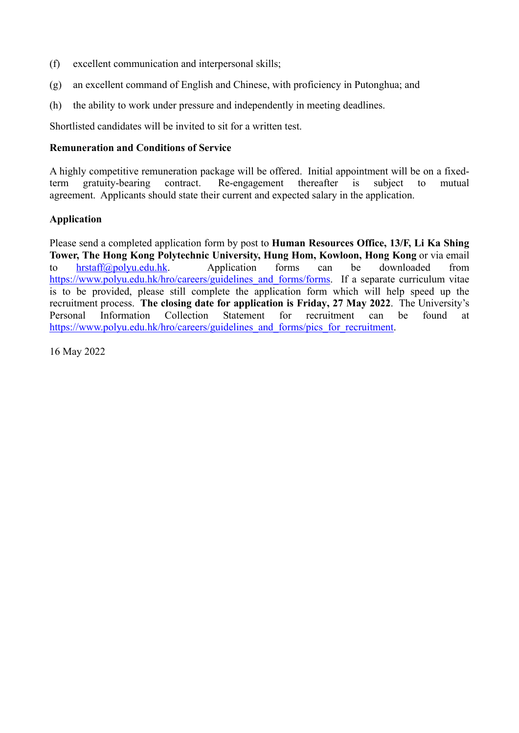(f) excellent communication and interpersonal skills;

(g) an excellent command of English and Chinese, with proficiency in Putonghua; and

(h) the ability to work under pressure and independently in meeting deadlines.

Shortlisted candidates will be invited to sit for a written test.

**Remuneration and Conditions of Service**

A highly competitive remuneration package will be offered. Initial appointment will be on a fixed-term gratuity-bearing contract. Re-engagement thereafter is subject to mutual agreement. Applicants should state their current and expected salary in the application.

**Application**

Please send a completed application form by post to **Human Resources Office, 13/F, Li Ka Shing Tower, The Hong Kong Polytechnic University, Hung Hom, Kowloon, Hong Kong** or via email to hrstaff@polyu.edu.hk. Application forms can be downloaded from https://www.polyu.edu.hk/hro/careers/guidelines_and_forms/forms. If a separate curriculum vitae is to be provided, please still complete the application form which will help speed up the recruitment process. **The closing date for application is Friday, 27 May 2022**. The University's Personal Information Collection Statement for recruitment can be found at https://www.polyu.edu.hk/hro/careers/guidelines_and_forms/pics_for_recruitment.

16 May 2022